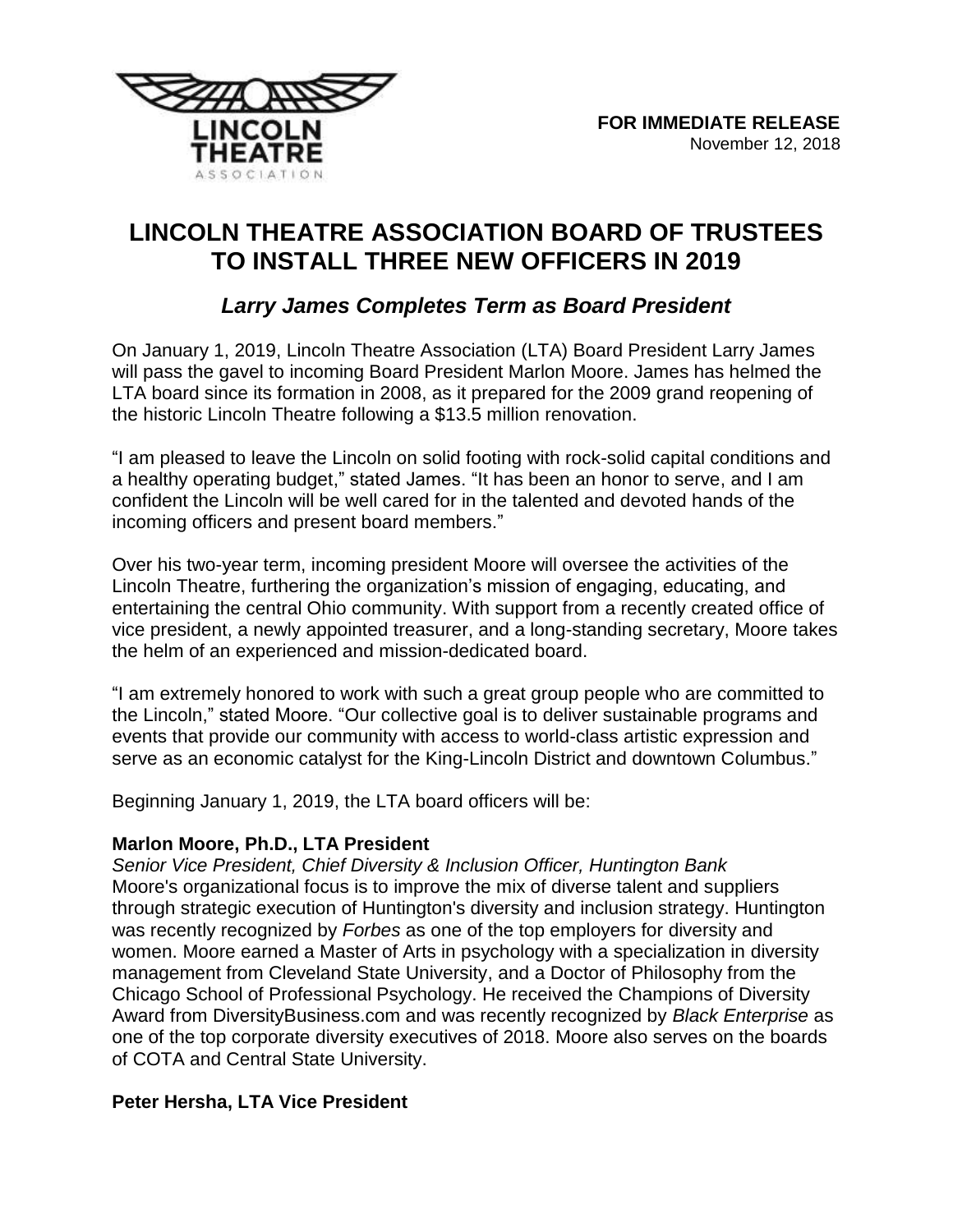LINCOLN THEATRE ASSOCIATION

**FOR IMMEDIATE RELEASE**
November 12, 2018

# LINCOLN THEATRE ASSOCIATION BOARD OF TRUSTEES TO INSTALL THREE NEW OFFICERS IN 2019

## *Larry James Completes Term as Board President*

On January 1, 2019, Lincoln Theatre Association (LTA) Board President Larry James will pass the gavel to incoming Board President Marlon Moore. James has helmed the LTA board since its formation in 2008, as it prepared for the 2009 grand reopening of the historic Lincoln Theatre following a $13.5 million renovation.

"I am pleased to leave the Lincoln on solid footing with rock-solid capital conditions and a healthy operating budget," stated James. "It has been an honor to serve, and I am confident the Lincoln will be well cared for in the talented and devoted hands of the incoming officers and present board members."

Over his two-year term, incoming president Moore will oversee the activities of the Lincoln Theatre, furthering the organization's mission of engaging, educating, and entertaining the central Ohio community. With support from a recently created office of vice president, a newly appointed treasurer, and a long-standing secretary, Moore takes the helm of an experienced and mission-dedicated board.

"I am extremely honored to work with such a great group people who are committed to the Lincoln," stated Moore. "Our collective goal is to deliver sustainable programs and events that provide our community with access to world-class artistic expression and serve as an economic catalyst for the King-Lincoln District and downtown Columbus."

Beginning January 1, 2019, the LTA board officers will be:

**Marlon Moore, Ph.D., LTA President**
*Senior Vice President, Chief Diversity & Inclusion Officer, Huntington Bank*
Moore's organizational focus is to improve the mix of diverse talent and suppliers through strategic execution of Huntington's diversity and inclusion strategy. Huntington was recently recognized by *Forbes* as one of the top employers for diversity and women. Moore earned a Master of Arts in psychology with a specialization in diversity management from Cleveland State University, and a Doctor of Philosophy from the Chicago School of Professional Psychology. He received the Champions of Diversity Award from DiversityBusiness.com and was recently recognized by *Black Enterprise* as one of the top corporate diversity executives of 2018. Moore also serves on the boards of COTA and Central State University.

**Peter Hersha, LTA Vice President**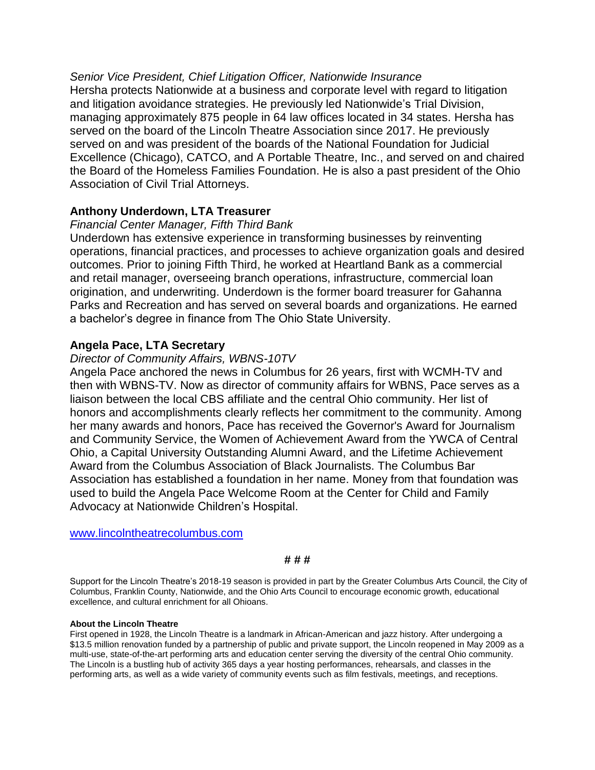*Senior Vice President, Chief Litigation Officer, Nationwide Insurance*

Hersha protects Nationwide at a business and corporate level with regard to litigation and litigation avoidance strategies. He previously led Nationwide's Trial Division, managing approximately 875 people in 64 law offices located in 34 states. Hersha has served on the board of the Lincoln Theatre Association since 2017. He previously served on and was president of the boards of the National Foundation for Judicial Excellence (Chicago), CATCO, and A Portable Theatre, Inc., and served on and chaired the Board of the Homeless Families Foundation. He is also a past president of the Ohio Association of Civil Trial Attorneys.

**Anthony Underdown, LTA Treasurer**

*Financial Center Manager, Fifth Third Bank*

Underdown has extensive experience in transforming businesses by reinventing operations, financial practices, and processes to achieve organization goals and desired outcomes. Prior to joining Fifth Third, he worked at Heartland Bank as a commercial and retail manager, overseeing branch operations, infrastructure, commercial loan origination, and underwriting. Underdown is the former board treasurer for Gahanna Parks and Recreation and has served on several boards and organizations. He earned a bachelor's degree in finance from The Ohio State University.

**Angela Pace, LTA Secretary**

*Director of Community Affairs, WBNS-10TV*

Angela Pace anchored the news in Columbus for 26 years, first with WCMH-TV and then with WBNS-TV. Now as director of community affairs for WBNS, Pace serves as a liaison between the local CBS affiliate and the central Ohio community. Her list of honors and accomplishments clearly reflects her commitment to the community. Among her many awards and honors, Pace has received the Governor's Award for Journalism and Community Service, the Women of Achievement Award from the YWCA of Central Ohio, a Capital University Outstanding Alumni Award, and the Lifetime Achievement Award from the Columbus Association of Black Journalists. The Columbus Bar Association has established a foundation in her name. Money from that foundation was used to build the Angela Pace Welcome Room at the Center for Child and Family Advocacy at Nationwide Children's Hospital.

[www.lincolntheatrecolumbus.com](http://www.lincolntheatrecolumbus.com)

**# # #**

Support for the Lincoln Theatre's 2018-19 season is provided in part by the Greater Columbus Arts Council, the City of Columbus, Franklin County, Nationwide, and the Ohio Arts Council to encourage economic growth, educational excellence, and cultural enrichment for all Ohioans.

**About the Lincoln Theatre**

First opened in 1928, the Lincoln Theatre is a landmark in African-American and jazz history. After undergoing a $13.5 million renovation funded by a partnership of public and private support, the Lincoln reopened in May 2009 as a multi-use, state-of-the-art performing arts and education center serving the diversity of the central Ohio community. The Lincoln is a bustling hub of activity 365 days a year hosting performances, rehearsals, and classes in the performing arts, as well as a wide variety of community events such as film festivals, meetings, and receptions.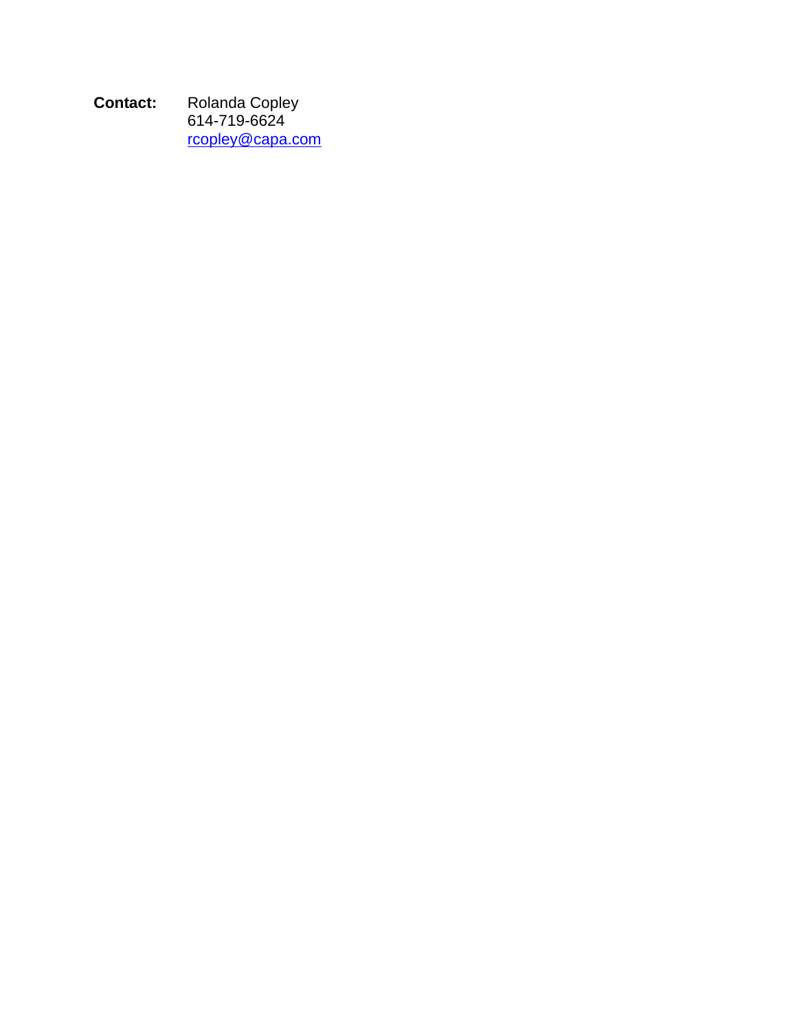**Contact:** Rolanda Copley
614-719-6624
rcopley@capa.com